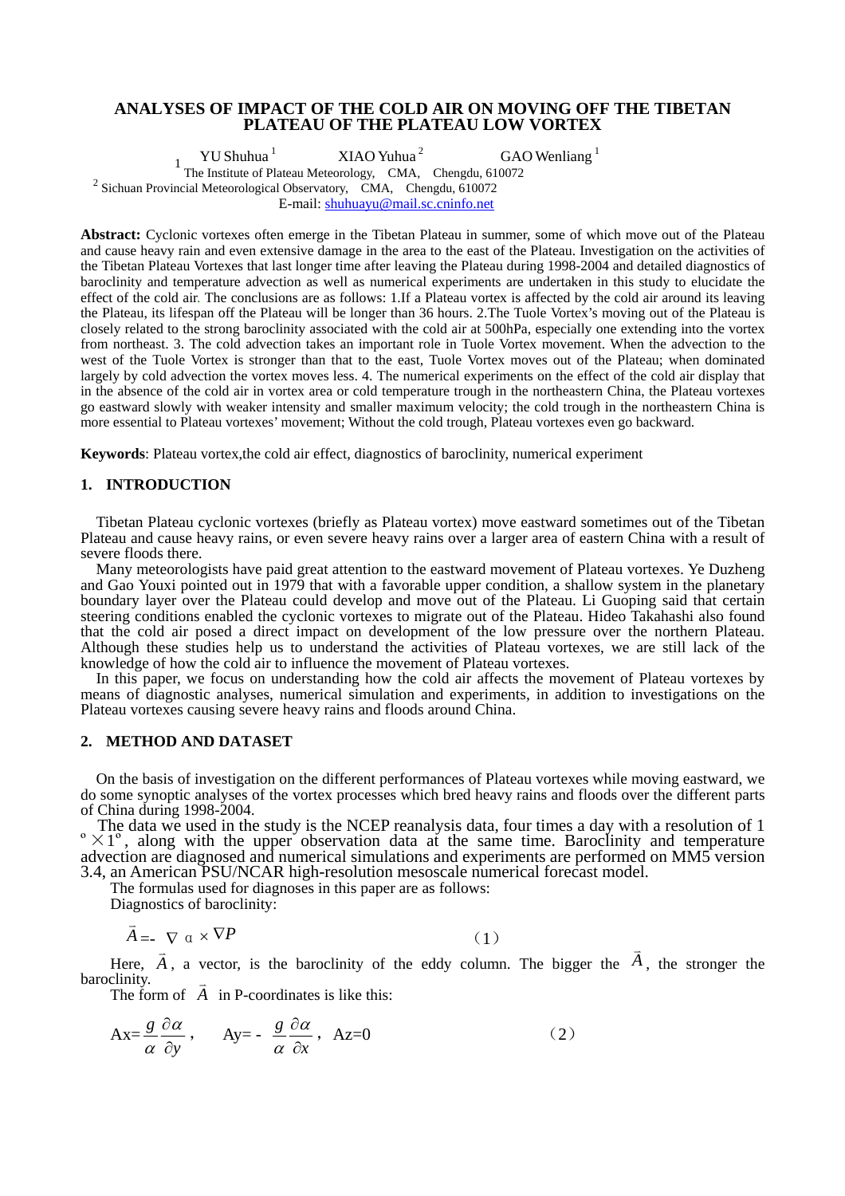# ANALYSES OF IMPACT OF THE COLD AIR ON MOVING OFF THE TIBETAN PLATEAU OF THE PLATEAU LOW VORTEX

YU Shuhua [1] XIAO Yuhua [2] GAO Wenliang [1]

[1] The Institute of Plateau Meteorology, CMA, Chengdu, 610072

[2] Sichuan Provincial Meteorological Observatory, CMA, Chengdu, 610072

E-mail: shuhuayu@mail.sc.cninfo.net

**Abstract:** Cyclonic vortexes often emerge in the Tibetan Plateau in summer, some of which move out of the Plateau and cause heavy rain and even extensive damage in the area to the east of the Plateau. Investigation on the activities of the Tibetan Plateau Vortexes that last longer time after leaving the Plateau during 1998-2004 and detailed diagnostics of baroclinity and temperature advection as well as numerical experiments are undertaken in this study to elucidate the effect of the cold air. The conclusions are as follows: 1.If a Plateau vortex is affected by the cold air around its leaving the Plateau, its lifespan off the Plateau will be longer than 36 hours. 2.The Tuole Vortex's moving out of the Plateau is closely related to the strong baroclinity associated with the cold air at 500hPa, especially one extending into the vortex from northeast. 3. The cold advection takes an important role in Tuole Vortex movement. When the advection to the west of the Tuole Vortex is stronger than that to the east, Tuole Vortex moves out of the Plateau; when dominated largely by cold advection the vortex moves less. 4. The numerical experiments on the effect of the cold air display that in the absence of the cold air in vortex area or cold temperature trough in the northeastern China, the Plateau vortexes go eastward slowly with weaker intensity and smaller maximum velocity; the cold trough in the northeastern China is more essential to Plateau vortexes' movement; Without the cold trough, Plateau vortexes even go backward.

**Keywords**: Plateau vortex,the cold air effect, diagnostics of baroclinity, numerical experiment

## 1. INTRODUCTION

Tibetan Plateau cyclonic vortexes (briefly as Plateau vortex) move eastward sometimes out of the Tibetan Plateau and cause heavy rains, or even severe heavy rains over a larger area of eastern China with a result of severe floods there.

Many meteorologists have paid great attention to the eastward movement of Plateau vortexes. Ye Duzheng and Gao Youxi pointed out in 1979 that with a favorable upper condition, a shallow system in the planetary boundary layer over the Plateau could develop and move out of the Plateau. Li Guoping said that certain steering conditions enabled the cyclonic vortexes to migrate out of the Plateau. Hideo Takahashi also found that the cold air posed a direct impact on development of the low pressure over the northern Plateau. Although these studies help us to understand the activities of Plateau vortexes, we are still lack of the knowledge of how the cold air to influence the movement of Plateau vortexes.

In this paper, we focus on understanding how the cold air affects the movement of Plateau vortexes by means of diagnostic analyses, numerical simulation and experiments, in addition to investigations on the Plateau vortexes causing severe heavy rains and floods around China.

## 2. METHOD AND DATASET

On the basis of investigation on the different performances of Plateau vortexes while moving eastward, we do some synoptic analyses of the vortex processes which bred heavy rains and floods over the different parts of China during 1998-2004.

The data we used in the study is the NCEP reanalysis data, four times a day with a resolution of $1^{\circ}\times1^{\circ}$, along with the upper observation data at the same time. Baroclinity and temperature advection are diagnosed and numerical simulations and experiments are performed on MM5 version 3.4, an American PSU/NCAR high-resolution mesoscale numerical forecast model.

The formulas used for diagnoses in this paper are as follows:

Diagnostics of baroclinity:

$$\vec{A} = -\nabla\alpha\times\nabla P \qquad (1)$$

Here, $\vec{A}$, a vector, is the baroclinity of the eddy column. The bigger the $\vec{A}$, the stronger the baroclinity.

The form of $\vec{A}$ in P-coordinates is like this:

$$A_x=\frac{g}{\alpha}\frac{\partial\alpha}{\partial y},\quad A_y=-\frac{g}{\alpha}\frac{\partial\alpha}{\partial x},\quad A_z=0 \qquad (2)$$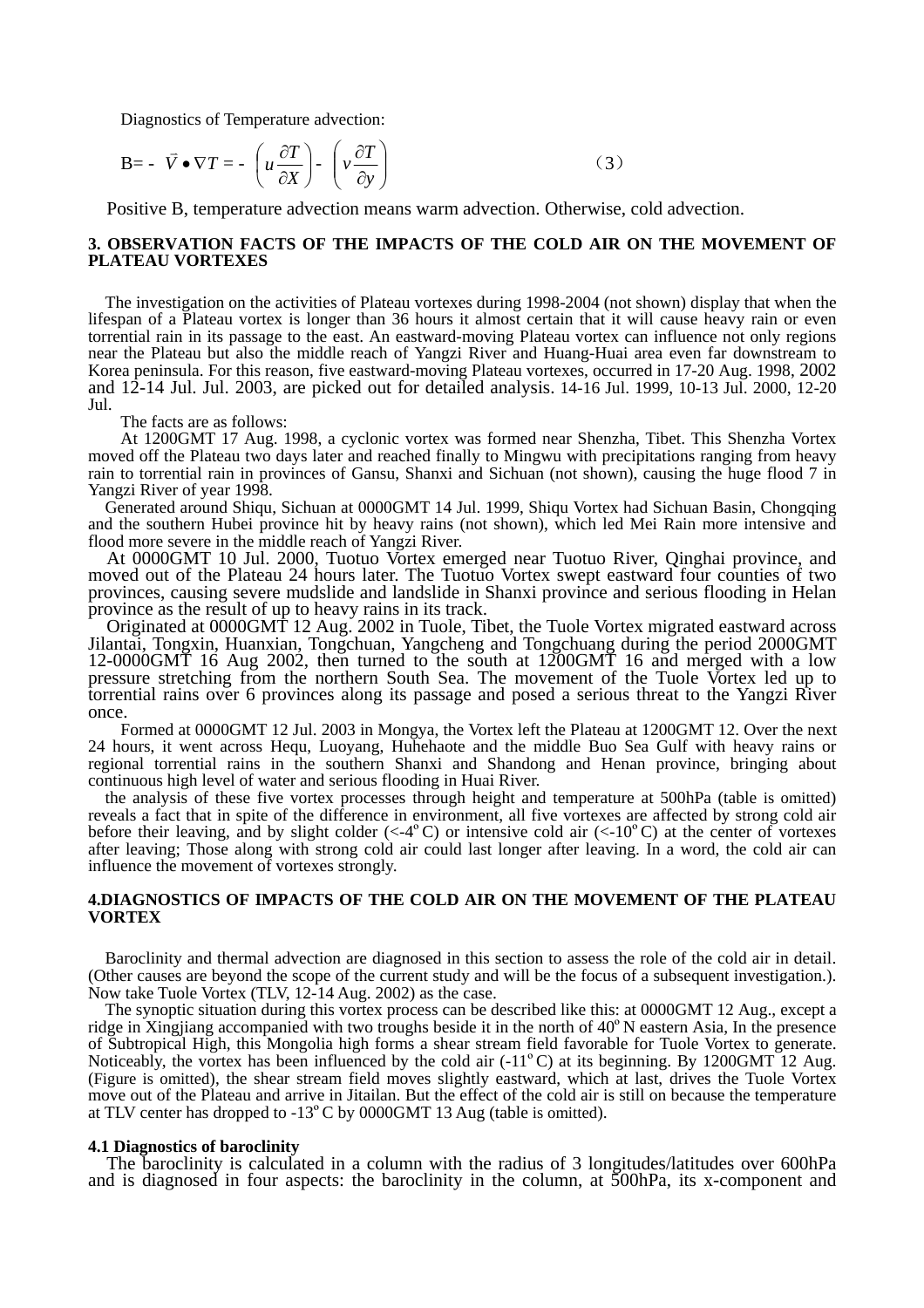Diagnostics of Temperature advection:

$$B = -\vec{V} \bullet \nabla T = -\left(u\frac{\partial T}{\partial X}\right) - \left(v\frac{\partial T}{\partial y}\right) \qquad (3)$$

Positive B, temperature advection means warm advection. Otherwise, cold advection.

## 3. OBSERVATION FACTS OF THE IMPACTS OF THE COLD AIR ON THE MOVEMENT OF PLATEAU VORTEXES

The investigation on the activities of Plateau vortexes during 1998-2004 (not shown) display that when the lifespan of a Plateau vortex is longer than 36 hours it almost certain that it will cause heavy rain or even torrential rain in its passage to the east. An eastward-moving Plateau vortex can influence not only regions near the Plateau but also the middle reach of Yangzi River and Huang-Huai area even far downstream to Korea peninsula. For this reason, five eastward-moving Plateau vortexes, occurred in 17-20 Aug. 1998, 2002 and 12-14 Jul. Jul. 2003, are picked out for detailed analysis. 14-16 Jul. 1999, 10-13 Jul. 2000, 12-20 Jul.

The facts are as follows:

At 1200GMT 17 Aug. 1998, a cyclonic vortex was formed near Shenzha, Tibet. This Shenzha Vortex moved off the Plateau two days later and reached finally to Mingwu with precipitations ranging from heavy rain to torrential rain in provinces of Gansu, Shanxi and Sichuan (not shown), causing the huge flood 7 in Yangzi River of year 1998.

Generated around Shiqu, Sichuan at 0000GMT 14 Jul. 1999, Shiqu Vortex had Sichuan Basin, Chongqing and the southern Hubei province hit by heavy rains (not shown), which led Mei Rain more intensive and flood more severe in the middle reach of Yangzi River.

At 0000GMT 10 Jul. 2000, Tuotuo Vortex emerged near Tuotuo River, Qinghai province, and moved out of the Plateau 24 hours later. The Tuotuo Vortex swept eastward four counties of two provinces, causing severe mudslide and landslide in Shanxi province and serious flooding in Helan province as the result of up to heavy rains in its track.

Originated at 0000GMT 12 Aug. 2002 in Tuole, Tibet, the Tuole Vortex migrated eastward across Jilantai, Tongxin, Huanxian, Tongchuan, Yangcheng and Tongchuang during the period 2000GMT 12-0000GMT 16 Aug 2002, then turned to the south at 1200GMT 16 and merged with a low pressure stretching from the northern South Sea. The movement of the Tuole Vortex led up to torrential rains over 6 provinces along its passage and posed a serious threat to the Yangzi River once.

Formed at 0000GMT 12 Jul. 2003 in Mongya, the Vortex left the Plateau at 1200GMT 12. Over the next 24 hours, it went across Hequ, Luoyang, Huhehaote and the middle Buo Sea Gulf with heavy rains or regional torrential rains in the southern Shanxi and Shandong and Henan province, bringing about continuous high level of water and serious flooding in Huai River.

the analysis of these five vortex processes through height and temperature at 500hPa (table is omitted) reveals a fact that in spite of the difference in environment, all five vortexes are affected by strong cold air before their leaving, and by slight colder (<-4$^{o}$C) or intensive cold air (<-10$^{o}$C) at the center of vortexes after leaving; Those along with strong cold air could last longer after leaving. In a word, the cold air can influence the movement of vortexes strongly.

## 4. DIAGNOSTICS OF IMPACTS OF THE COLD AIR ON THE MOVEMENT OF THE PLATEAU VORTEX

Baroclinity and thermal advection are diagnosed in this section to assess the role of the cold air in detail. (Other causes are beyond the scope of the current study and will be the focus of a subsequent investigation.). Now take Tuole Vortex (TLV, 12-14 Aug. 2002) as the case.

The synoptic situation during this vortex process can be described like this: at 0000GMT 12 Aug., except a ridge in Xingjiang accompanied with two troughs beside it in the north of 40$^{o}$N eastern Asia, In the presence of Subtropical High, this Mongolia high forms a shear stream field favorable for Tuole Vortex to generate. Noticeably, the vortex has been influenced by the cold air (-11$^{o}$C) at its beginning. By 1200GMT 12 Aug. (Figure is omitted), the shear stream field moves slightly eastward, which at last, drives the Tuole Vortex move out of the Plateau and arrive in Jitailan. But the effect of the cold air is still on because the temperature at TLV center has dropped to -13$^{o}$C by 0000GMT 13 Aug (table is omitted).

### 4.1 Diagnostics of baroclinity

The baroclinity is calculated in a column with the radius of 3 longitudes/latitudes over 600hPa and is diagnosed in four aspects: the baroclinity in the column, at 500hPa, its x-component and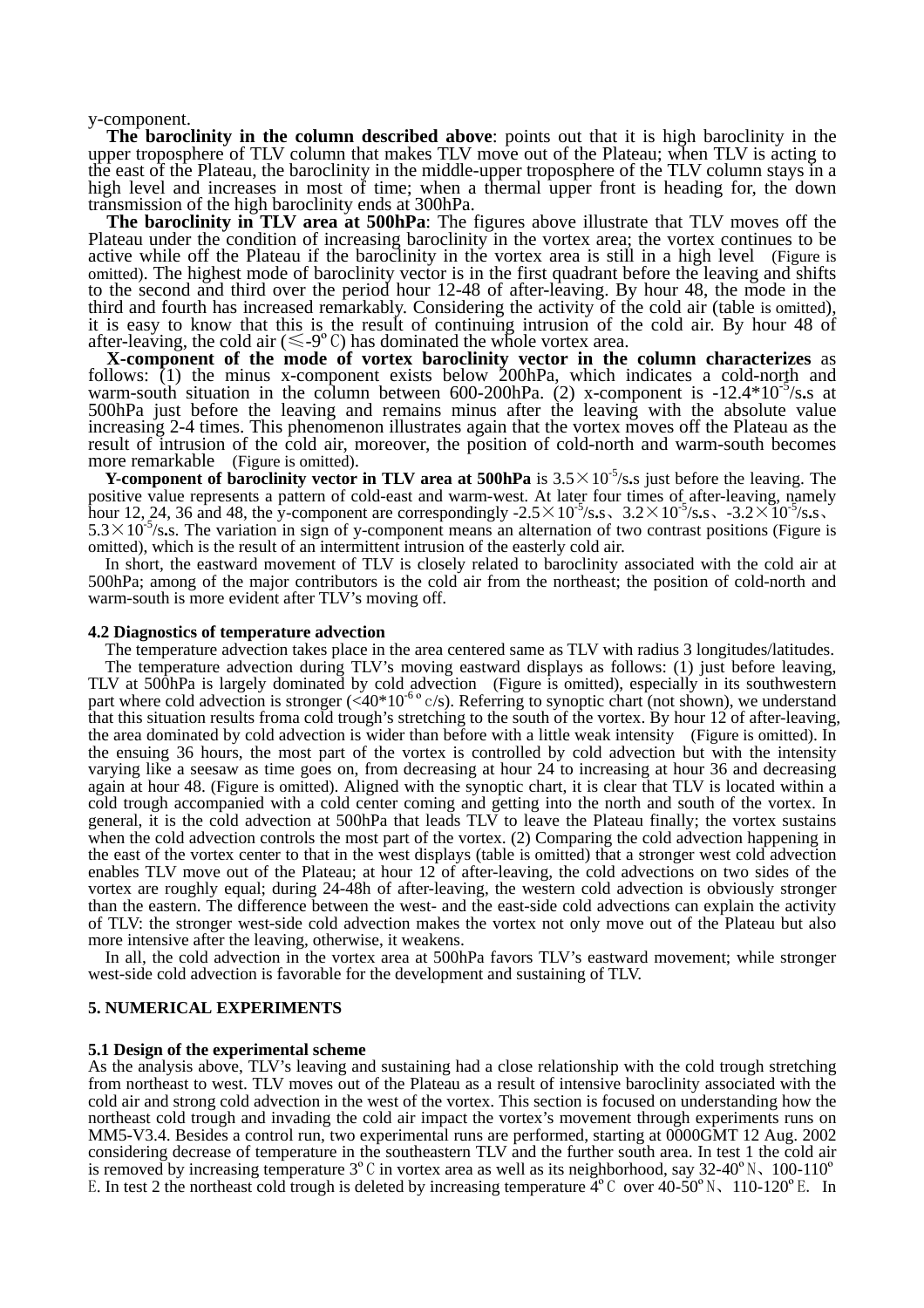y-component.

**The baroclinity in the column described above**: points out that it is high baroclinity in the upper troposphere of TLV column that makes TLV move out of the Plateau; when TLV is acting to the east of the Plateau, the baroclinity in the middle-upper troposphere of the TLV column stays in a high level and increases in most of time; when a thermal upper front is heading for, the down transmission of the high baroclinity ends at 300hPa.

**The baroclinity in TLV area at 500hPa**: The figures above illustrate that TLV moves off the Plateau under the condition of increasing baroclinity in the vortex area; the vortex continues to be active while off the Plateau if the baroclinity in the vortex area is still in a high level (Figure is omitted). The highest mode of baroclinity vector is in the first quadrant before the leaving and shifts to the second and third over the period hour 12-48 of after-leaving. By hour 48, the mode in the third and fourth has increased remarkably. Considering the activity of the cold air (table is omitted), it is easy to know that this is the result of continuing intrusion of the cold air. By hour 48 of after-leaving, the cold air (≤-9℃) has dominated the whole vortex area.

**X-component of the mode of vortex baroclinity vector in the column characterizes** as follows: (1) the minus x-component exists below 200hPa, which indicates a cold-north and warm-south situation in the column between 600-200hPa. (2) x-component is $-12.4*10^{-5}$/s.s at 500hPa just before the leaving and remains minus after the leaving with the absolute value increasing 2-4 times. This phenomenon illustrates again that the vortex moves off the Plateau as the result of intrusion of the cold air, moreover, the position of cold-north and warm-south becomes more remarkable (Figure is omitted).

**Y-component of baroclinity vector in TLV area at 500hPa** is $3.5\times10^{-5}$/s.s just before the leaving. The positive value represents a pattern of cold-east and warm-west. At later four times of after-leaving, namely hour 12, 24, 36 and 48, the y-component are correspondingly $-2.5\times10^{-5}$/s.s、$3.2\times10^{-5}$/s.s、$-3.2\times10^{-5}$/s.s、$5.3\times10^{-5}$/s.s. The variation in sign of y-component means an alternation of two contrast positions (Figure is omitted), which is the result of an intermittent intrusion of the easterly cold air.

In short, the eastward movement of TLV is closely related to baroclinity associated with the cold air at 500hPa; among of the major contributors is the cold air from the northeast; the position of cold-north and warm-south is more evident after TLV's moving off.

### 4.2 Diagnostics of temperature advection

The temperature advection takes place in the area centered same as TLV with radius 3 longitudes/latitudes.

The temperature advection during TLV's moving eastward displays as follows: (1) just before leaving, TLV at 500hPa is largely dominated by cold advection (Figure is omitted), especially in its southwestern part where cold advection is stronger ($<40*10^{-6}$ °c/s). Referring to synoptic chart (not shown), we understand that this situation results froma cold trough's stretching to the south of the vortex. By hour 12 of after-leaving, the area dominated by cold advection is wider than before with a little weak intensity (Figure is omitted). In the ensuing 36 hours, the most part of the vortex is controlled by cold advection but with the intensity varying like a seesaw as time goes on, from decreasing at hour 24 to increasing at hour 36 and decreasing again at hour 48. (Figure is omitted). Aligned with the synoptic chart, it is clear that TLV is located within a cold trough accompanied with a cold center coming and getting into the north and south of the vortex. In general, it is the cold advection at 500hPa that leads TLV to leave the Plateau finally; the vortex sustains when the cold advection controls the most part of the vortex. (2) Comparing the cold advection happening in the east of the vortex center to that in the west displays (table is omitted) that a stronger west cold advection enables TLV move out of the Plateau; at hour 12 of after-leaving, the cold advections on two sides of the vortex are roughly equal; during 24-48h of after-leaving, the western cold advection is obviously stronger than the eastern. The difference between the west- and the east-side cold advections can explain the activity of TLV: the stronger west-side cold advection makes the vortex not only move out of the Plateau but also more intensive after the leaving, otherwise, it weakens.

In all, the cold advection in the vortex area at 500hPa favors TLV's eastward movement; while stronger west-side cold advection is favorable for the development and sustaining of TLV.

## 5. NUMERICAL EXPERIMENTS

### 5.1 Design of the experimental scheme

As the analysis above, TLV's leaving and sustaining had a close relationship with the cold trough stretching from northeast to west. TLV moves out of the Plateau as a result of intensive baroclinity associated with the cold air and strong cold advection in the west of the vortex. This section is focused on understanding how the northeast cold trough and invading the cold air impact the vortex's movement through experiments runs on MM5-V3.4. Besides a control run, two experimental runs are performed, starting at 0000GMT 12 Aug. 2002 considering decrease of temperature in the southeastern TLV and the further south area. In test 1 the cold air is removed by increasing temperature 3℃ in vortex area as well as its neighborhood, say 32-40°N、100-110°E. In test 2 the northeast cold trough is deleted by increasing temperature 4℃ over 40-50°N、110-120°E. In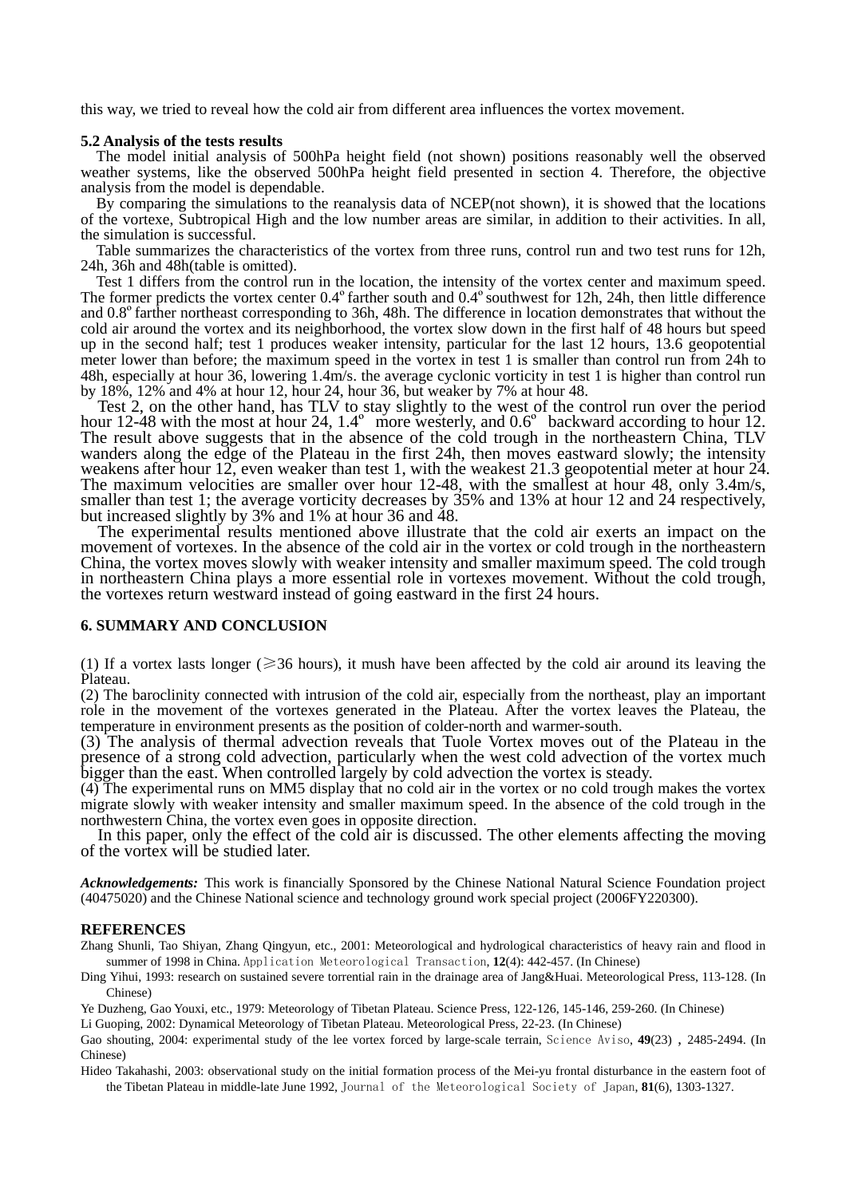this way, we tried to reveal how the cold air from different area influences the vortex movement.

**5.2 Analysis of the tests results**

The model initial analysis of 500hPa height field (not shown) positions reasonably well the observed weather systems, like the observed 500hPa height field presented in section 4. Therefore, the objective analysis from the model is dependable.

By comparing the simulations to the reanalysis data of NCEP(not shown), it is showed that the locations of the vortexe, Subtropical High and the low number areas are similar, in addition to their activities. In all, the simulation is successful.

Table summarizes the characteristics of the vortex from three runs, control run and two test runs for 12h, 24h, 36h and 48h(table is omitted).

Test 1 differs from the control run in the location, the intensity of the vortex center and maximum speed. The former predicts the vortex center 0.4$^{o}$ farther south and 0.4$^{o}$ southwest for 12h, 24h, then little difference and 0.8$^{o}$ farther northeast corresponding to 36h, 48h. The difference in location demonstrates that without the cold air around the vortex and its neighborhood, the vortex slow down in the first half of 48 hours but speed up in the second half; test 1 produces weaker intensity, particular for the last 12 hours, 13.6 geopotential meter lower than before; the maximum speed in the vortex in test 1 is smaller than control run from 24h to 48h, especially at hour 36, lowering 1.4m/s. the average cyclonic vorticity in test 1 is higher than control run by 18%, 12% and 4% at hour 12, hour 24, hour 36, but weaker by 7% at hour 48.

Test 2, on the other hand, has TLV to stay slightly to the west of the control run over the period hour 12-48 with the most at hour 24, 1.4$^{o}$ more westerly, and 0.6$^{o}$ backward according to hour 12. The result above suggests that in the absence of the cold trough in the northeastern China, TLV wanders along the edge of the Plateau in the first 24h, then moves eastward slowly; the intensity weakens after hour 12, even weaker than test 1, with the weakest 21.3 geopotential meter at hour 24. The maximum velocities are smaller over hour 12-48, with the smallest at hour 48, only 3.4m/s, smaller than test 1; the average vorticity decreases by 35% and 13% at hour 12 and 24 respectively, but increased slightly by 3% and 1% at hour 36 and 48.

The experimental results mentioned above illustrate that the cold air exerts an impact on the movement of vortexes. In the absence of the cold air in the vortex or cold trough in the northeastern China, the vortex moves slowly with weaker intensity and smaller maximum speed. The cold trough in northeastern China plays a more essential role in vortexes movement. Without the cold trough, the vortexes return westward instead of going eastward in the first 24 hours.

## 6. SUMMARY AND CONCLUSION

(1) If a vortex lasts longer (≥36 hours), it mush have been affected by the cold air around its leaving the Plateau.

(2) The baroclinity connected with intrusion of the cold air, especially from the northeast, play an important role in the movement of the vortexes generated in the Plateau. After the vortex leaves the Plateau, the temperature in environment presents as the position of colder-north and warmer-south.

(3) The analysis of thermal advection reveals that Tuole Vortex moves out of the Plateau in the presence of a strong cold advection, particularly when the west cold advection of the vortex much bigger than the east. When controlled largely by cold advection the vortex is steady.

(4) The experimental runs on MM5 display that no cold air in the vortex or no cold trough makes the vortex migrate slowly with weaker intensity and smaller maximum speed. In the absence of the cold trough in the northwestern China, the vortex even goes in opposite direction.

In this paper, only the effect of the cold air is discussed. The other elements affecting the moving of the vortex will be studied later.

***Acknowledgements:*** This work is financially Sponsored by the Chinese National Natural Science Foundation project (40475020) and the Chinese National science and technology ground work special project (2006FY220300).

## REFERENCES

Zhang Shunli, Tao Shiyan, Zhang Qingyun, etc., 2001: Meteorological and hydrological characteristics of heavy rain and flood in summer of 1998 in China. Application Meteorological Transaction, **12**(4): 442-457. (In Chinese)

Ding Yihui, 1993: research on sustained severe torrential rain in the drainage area of Jang&Huai. Meteorological Press, 113-128. (In Chinese)

Ye Duzheng, Gao Youxi, etc., 1979: Meteorology of Tibetan Plateau. Science Press, 122-126, 145-146, 259-260. (In Chinese)

Li Guoping, 2002: Dynamical Meteorology of Tibetan Plateau. Meteorological Press, 22-23. (In Chinese)

Gao shouting, 2004: experimental study of the lee vortex forced by large-scale terrain, Science Aviso, **49**(23) , 2485-2494. (In Chinese)

Hideo Takahashi, 2003: observational study on the initial formation process of the Mei-yu frontal disturbance in the eastern foot of the Tibetan Plateau in middle-late June 1992, Journal of the Meteorological Society of Japan, **81**(6), 1303-1327.